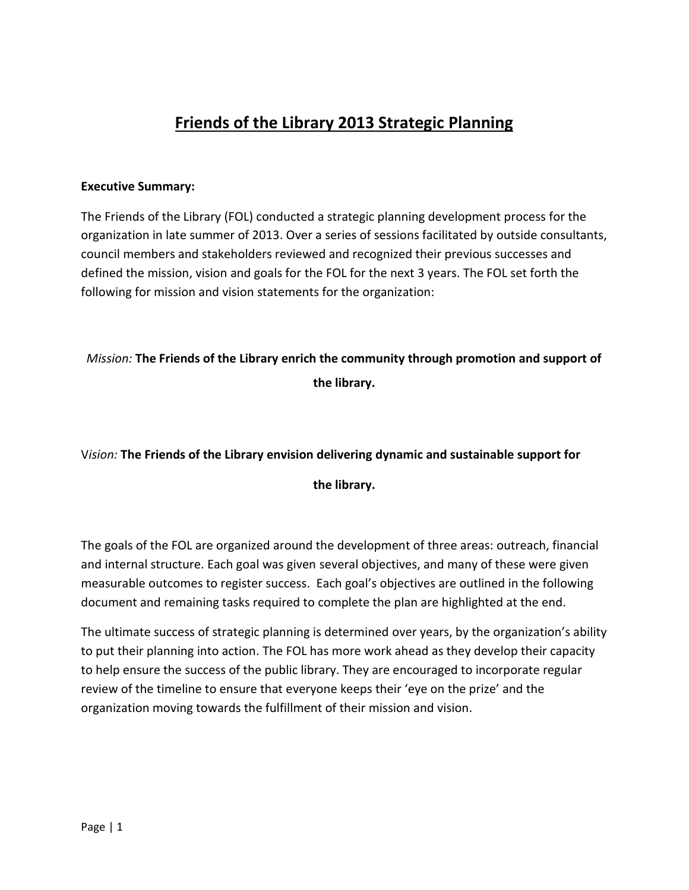# Friends of the Library 2013 Strategic Planning

**Executive Summary:**

The Friends of the Library (FOL) conducted a strategic planning development process for the organization in late summer of 2013. Over a series of sessions facilitated by outside consultants, council members and stakeholders reviewed and recognized their previous successes and defined the mission, vision and goals for the FOL for the next 3 years. The FOL set forth the following for mission and vision statements for the organization:

*Mission:* **The Friends of the Library enrich the community through promotion and support of the library.**

V*ision:* **The Friends of the Library envision delivering dynamic and sustainable support for the library.**

The goals of the FOL are organized around the development of three areas: outreach, financial and internal structure. Each goal was given several objectives, and many of these were given measurable outcomes to register success. Each goal's objectives are outlined in the following document and remaining tasks required to complete the plan are highlighted at the end.

The ultimate success of strategic planning is determined over years, by the organization's ability to put their planning into action. The FOL has more work ahead as they develop their capacity to help ensure the success of the public library. They are encouraged to incorporate regular review of the timeline to ensure that everyone keeps their 'eye on the prize' and the organization moving towards the fulfillment of their mission and vision.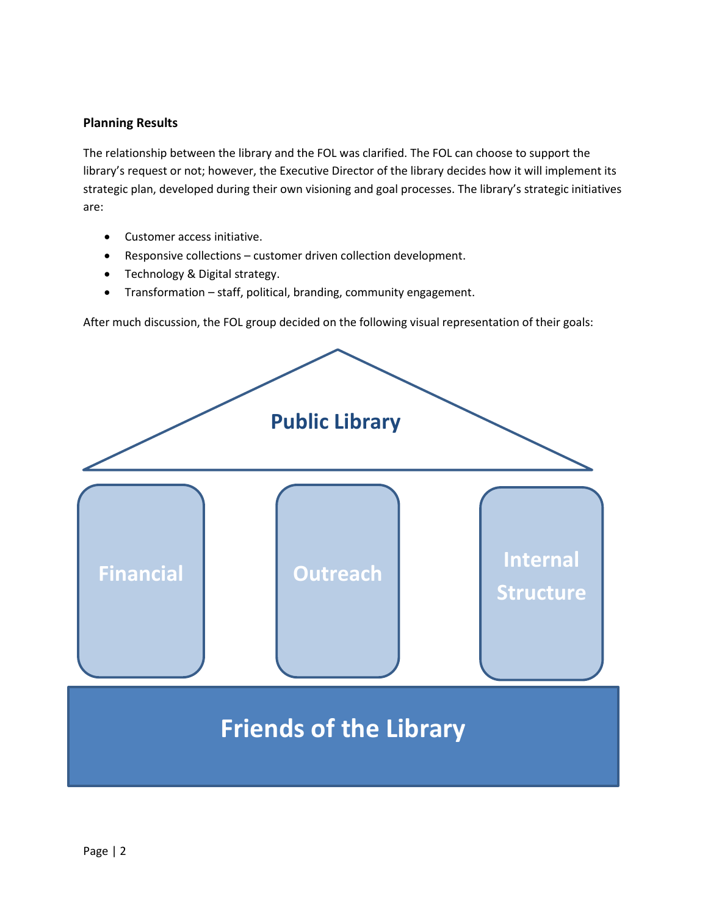**Planning Results**

The relationship between the library and the FOL was clarified. The FOL can choose to support the library's request or not; however, the Executive Director of the library decides how it will implement its strategic plan, developed during their own visioning and goal processes. The library's strategic initiatives are:

- Customer access initiative.
- Responsive collections – customer driven collection development.
- Technology & Digital strategy.
- Transformation – staff, political, branding, community engagement.

After much discussion, the FOL group decided on the following visual representation of their goals:

Public Library

Financial

Outreach

Internal Structure

Friends of the Library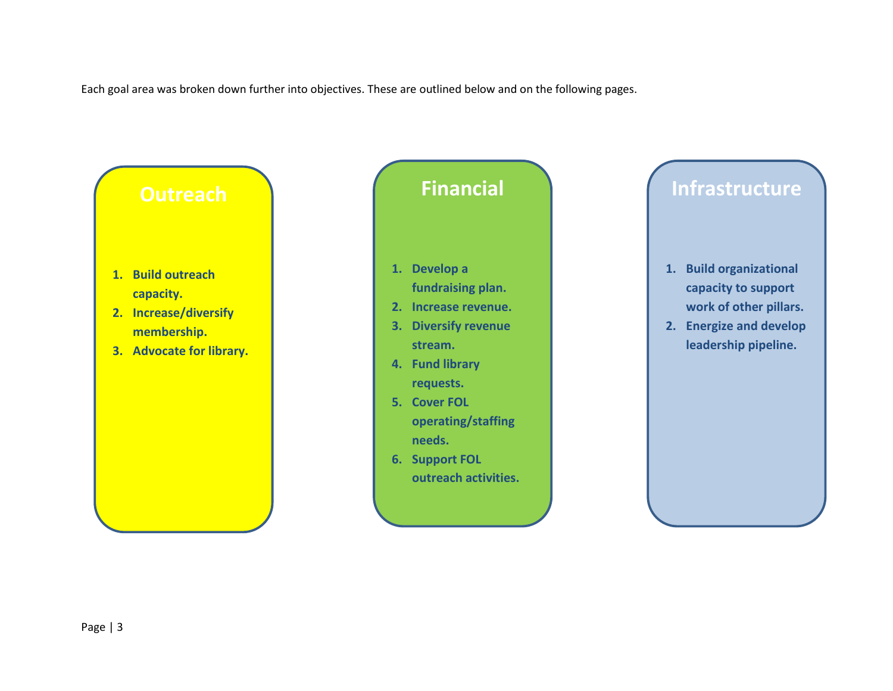Each goal area was broken down further into objectives. These are outlined below and on the following pages.

## Outreach

1. **Build outreach capacity.**
2. **Increase/diversify membership.**
3. **Advocate for library.**

## Financial

1. **Develop a fundraising plan.**
2. **Increase revenue.**
3. **Diversify revenue stream.**
4. **Fund library requests.**
5. **Cover FOL operating/staffing needs.**
6. **Support FOL outreach activities.**

## Infrastructure

1. **Build organizational capacity to support work of other pillars.**
2. **Energize and develop leadership pipeline.**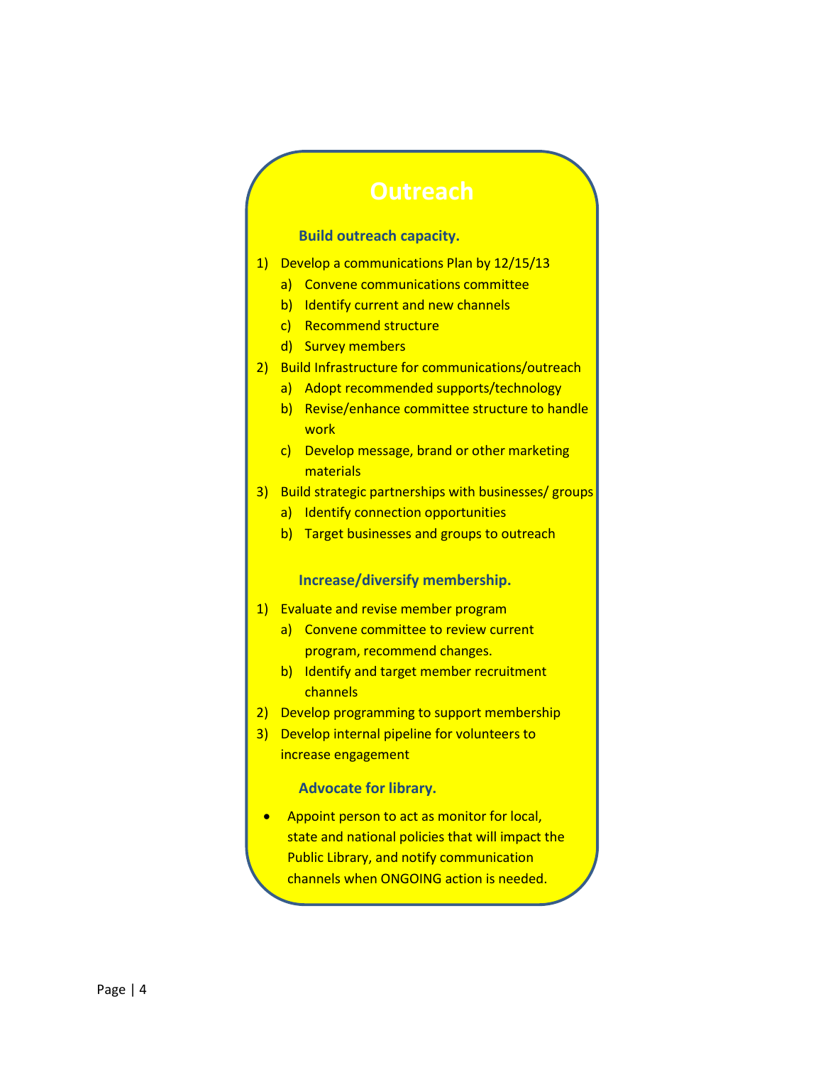# Outreach

### Build outreach capacity.

1) Develop a communications Plan by 12/15/13
   a) Convene communications committee
   b) Identify current and new channels
   c) Recommend structure
   d) Survey members
2) Build Infrastructure for communications/outreach
   a) Adopt recommended supports/technology
   b) Revise/enhance committee structure to handle work
   c) Develop message, brand or other marketing materials
3) Build strategic partnerships with businesses/ groups
   a) Identify connection opportunities
   b) Target businesses and groups to outreach

### Increase/diversify membership.

1) Evaluate and revise member program
   a) Convene committee to review current program, recommend changes.
   b) Identify and target member recruitment channels
2) Develop programming to support membership
3) Develop internal pipeline for volunteers to increase engagement

### Advocate for library.

- Appoint person to act as monitor for local, state and national policies that will impact the Public Library, and notify communication channels when ONGOING action is needed.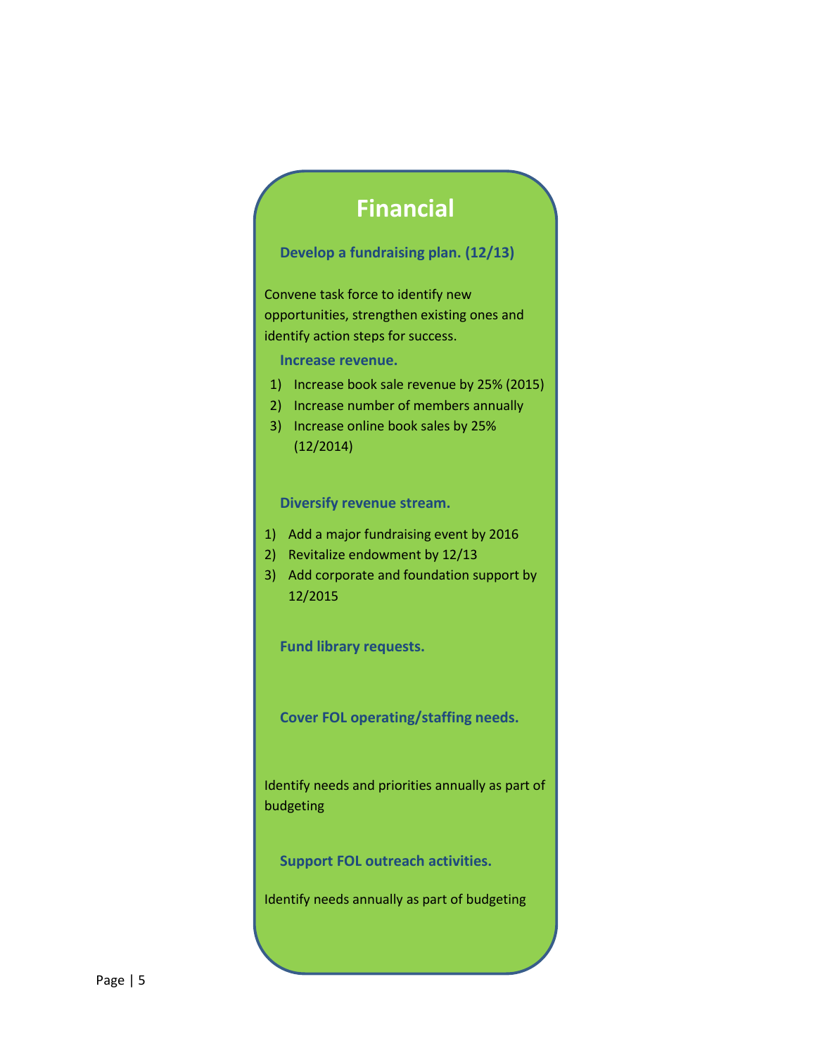# Financial

### Develop a fundraising plan. (12/13)

Convene task force to identify new opportunities, strengthen existing ones and identify action steps for success.

### Increase revenue.

1) Increase book sale revenue by 25% (2015)
2) Increase number of members annually
3) Increase online book sales by 25% (12/2014)

### Diversify revenue stream.

1) Add a major fundraising event by 2016
2) Revitalize endowment by 12/13
3) Add corporate and foundation support by 12/2015

### Fund library requests.

### Cover FOL operating/staffing needs.

Identify needs and priorities annually as part of budgeting

### Support FOL outreach activities.

Identify needs annually as part of budgeting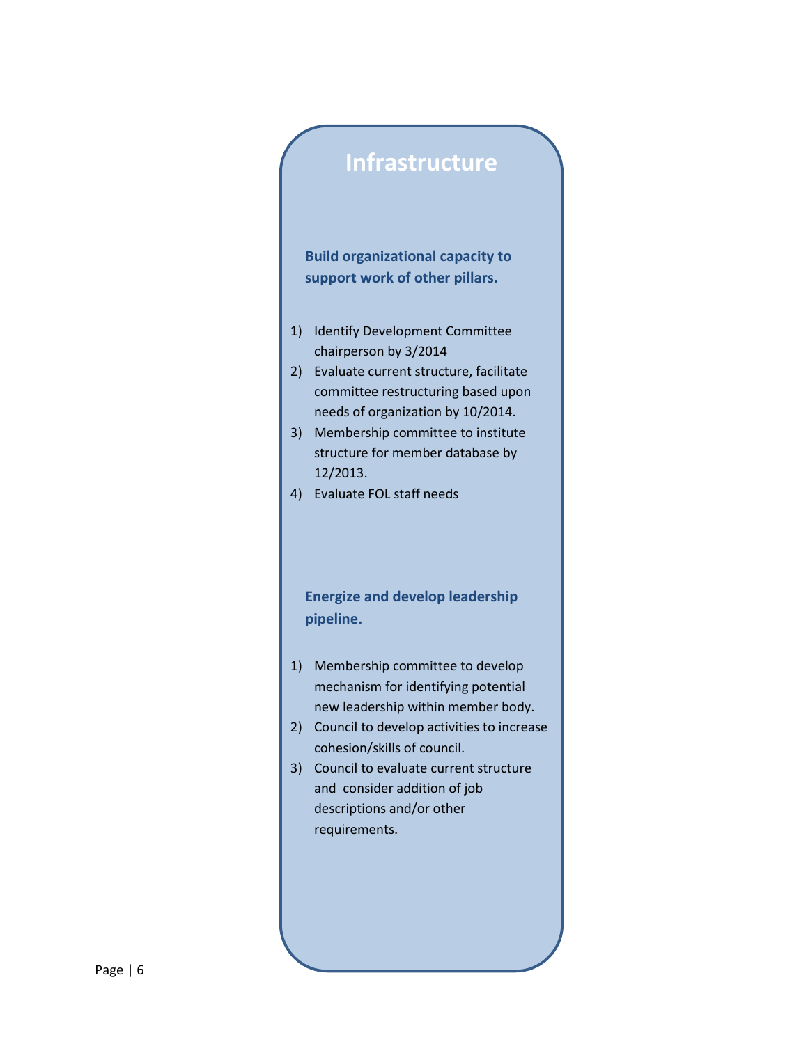# Infrastructure

### Build organizational capacity to support work of other pillars.

1) Identify Development Committee chairperson by 3/2014
2) Evaluate current structure, facilitate committee restructuring based upon needs of organization by 10/2014.
3) Membership committee to institute structure for member database by 12/2013.
4) Evaluate FOL staff needs

### Energize and develop leadership pipeline.

1) Membership committee to develop mechanism for identifying potential new leadership within member body.
2) Council to develop activities to increase cohesion/skills of council.
3) Council to evaluate current structure and consider addition of job descriptions and/or other requirements.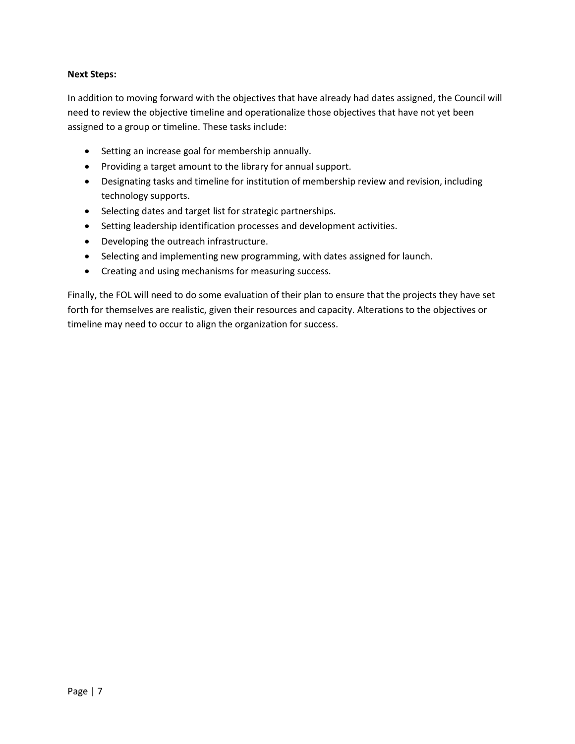**Next Steps:**

In addition to moving forward with the objectives that have already had dates assigned, the Council will need to review the objective timeline and operationalize those objectives that have not yet been assigned to a group or timeline. These tasks include:

- Setting an increase goal for membership annually.
- Providing a target amount to the library for annual support.
- Designating tasks and timeline for institution of membership review and revision, including technology supports.
- Selecting dates and target list for strategic partnerships.
- Setting leadership identification processes and development activities.
- Developing the outreach infrastructure.
- Selecting and implementing new programming, with dates assigned for launch.
- Creating and using mechanisms for measuring success.

Finally, the FOL will need to do some evaluation of their plan to ensure that the projects they have set forth for themselves are realistic, given their resources and capacity. Alterations to the objectives or timeline may need to occur to align the organization for success.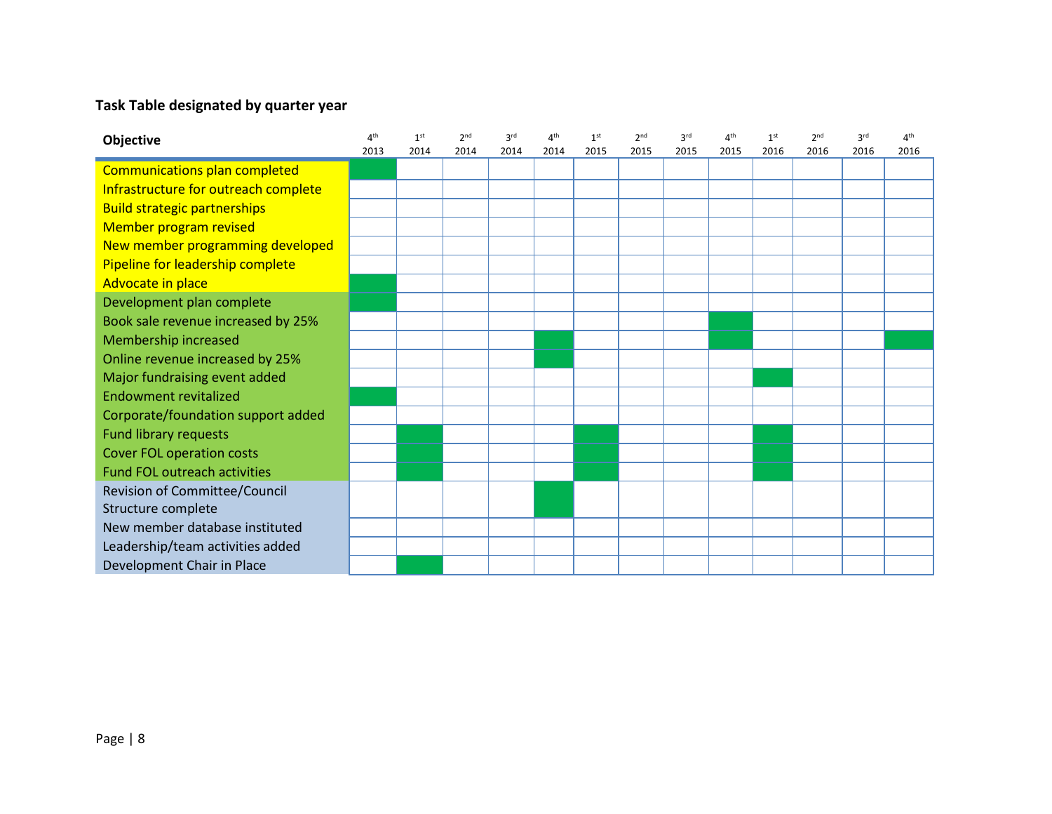**Task Table designated by quarter year**

| Objective | 4th 2013 | 1st 2014 | 2nd 2014 | 3rd 2014 | 4th 2014 | 1st 2015 | 2nd 2015 | 3rd 2015 | 4th 2015 | 1st 2016 | 2nd 2016 | 3rd 2016 | 4th 2016 |
|---|---|---|---|---|---|---|---|---|---|---|---|---|---|
| Communications plan completed | X | | | | | | | | | | | | |
| Infrastructure for outreach complete | | | | | | | | | | | | | |
| Build strategic partnerships | | | | | | | | | | | | | |
| Member program revised | | | | | | | | | | | | | |
| New member programming developed | | | | | | | | | | | | | |
| Pipeline for leadership complete | | | | | | | | | | | | | |
| Advocate in place | X | | | | | | | | | | | | |
| Development plan complete | X | | | | | | | | | | | | |
| Book sale revenue increased by 25% | | | | | | | | | X | | | | |
| Membership increased | | | | | X | | | | X | | | | X |
| Online revenue increased by 25% | | | | | X | | | | | | | | |
| Major fundraising event added | | | | | | | | | | X | | | |
| Endowment revitalized | X | | | | | | | | | | | | |
| Corporate/foundation support added | | | | | | | | | | | | | |
| Fund library requests | | X | | | | X | | | | X | | | |
| Cover FOL operation costs | | X | | | | X | | | | X | | | |
| Fund FOL outreach activities | | X | | | | X | | | | X | | | |
| Revision of Committee/Council Structure complete | | | | | X | | | | | | | | |
| New member database instituted | | | | | | | | | | | | | |
| Leadership/team activities added | | | | | | | | | | | | | |
| Development Chair in Place | | X | | | | | | | | | | | |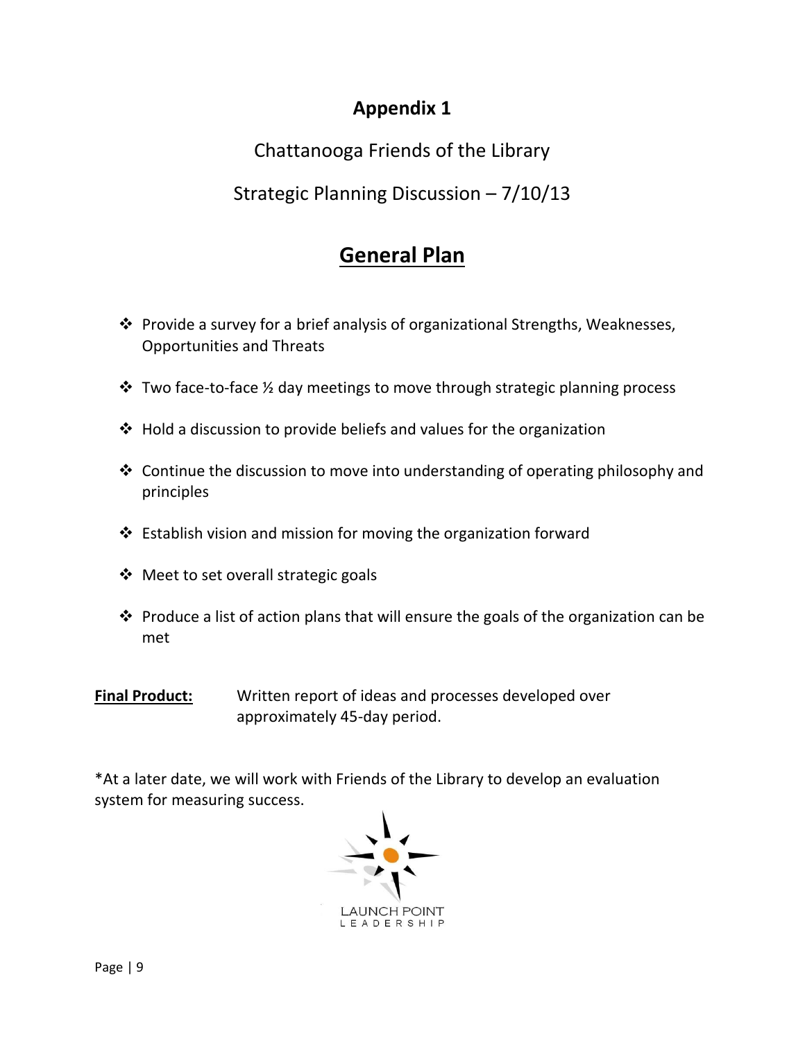# Appendix 1

Chattanooga Friends of the Library

Strategic Planning Discussion – 7/10/13

## General Plan

- Provide a survey for a brief analysis of organizational Strengths, Weaknesses, Opportunities and Threats
- Two face-to-face ½ day meetings to move through strategic planning process
- Hold a discussion to provide beliefs and values for the organization
- Continue the discussion to move into understanding of operating philosophy and principles
- Establish vision and mission for moving the organization forward
- Meet to set overall strategic goals
- Produce a list of action plans that will ensure the goals of the organization can be met

**Final Product:** Written report of ideas and processes developed over approximately 45-day period.

*At a later date, we will work with Friends of the Library to develop an evaluation system for measuring success.

LAUNCH POINT LEADERSHIP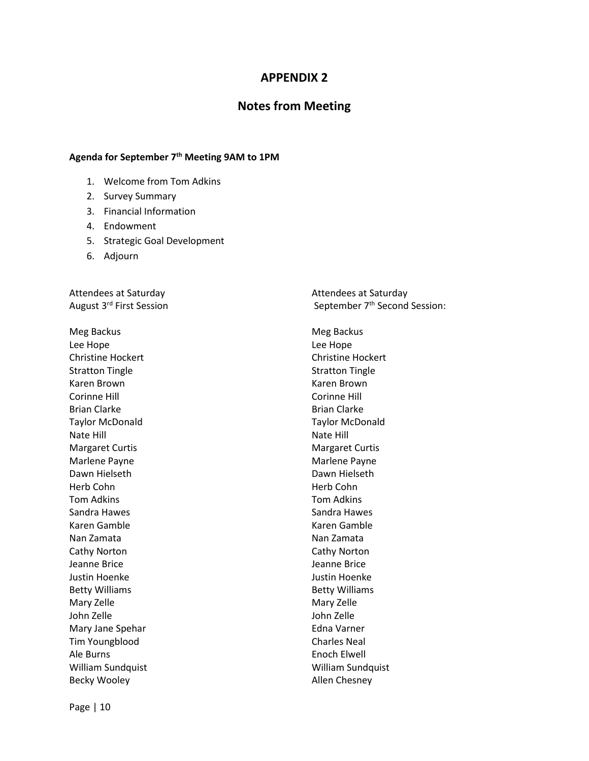# APPENDIX 2

## Notes from Meeting

**Agenda for September 7th Meeting 9AM to 1PM**

1. Welcome from Tom Adkins
2. Survey Summary
3. Financial Information
4. Endowment
5. Strategic Goal Development
6. Adjourn

Attendees at Saturday August 3rd First Session

Meg Backus
Lee Hope
Christine Hockert
Stratton Tingle
Karen Brown
Corinne Hill
Brian Clarke
Taylor McDonald
Nate Hill
Margaret Curtis
Marlene Payne
Dawn Hielseth
Herb Cohn
Tom Adkins
Sandra Hawes
Karen Gamble
Nan Zamata
Cathy Norton
Jeanne Brice
Justin Hoenke
Betty Williams
Mary Zelle
John Zelle
Mary Jane Spehar
Tim Youngblood
Ale Burns
William Sundquist
Becky Wooley

Attendees at Saturday September 7th Second Session:

Meg Backus
Lee Hope
Christine Hockert
Stratton Tingle
Karen Brown
Corinne Hill
Brian Clarke
Taylor McDonald
Nate Hill
Margaret Curtis
Marlene Payne
Dawn Hielseth
Herb Cohn
Tom Adkins
Sandra Hawes
Karen Gamble
Nan Zamata
Cathy Norton
Jeanne Brice
Justin Hoenke
Betty Williams
Mary Zelle
John Zelle
Edna Varner
Charles Neal
Enoch Elwell
William Sundquist
Allen Chesney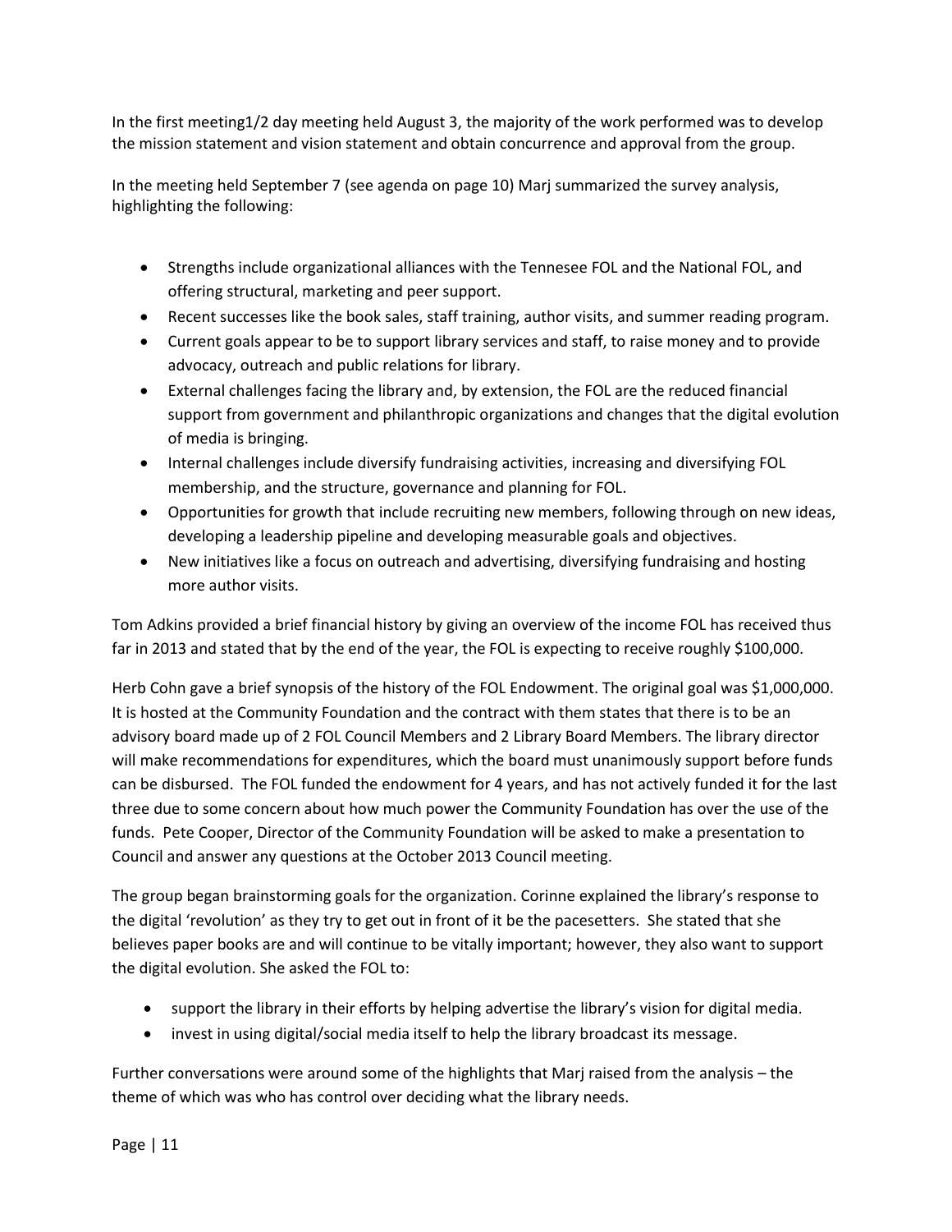In the first meeting1/2 day meeting held August 3, the majority of the work performed was to develop the mission statement and vision statement and obtain concurrence and approval from the group.

In the meeting held September 7 (see agenda on page 10) Marj summarized the survey analysis, highlighting the following:

- Strengths include organizational alliances with the Tennesee FOL and the National FOL, and offering structural, marketing and peer support.
- Recent successes like the book sales, staff training, author visits, and summer reading program.
- Current goals appear to be to support library services and staff, to raise money and to provide advocacy, outreach and public relations for library.
- External challenges facing the library and, by extension, the FOL are the reduced financial support from government and philanthropic organizations and changes that the digital evolution of media is bringing.
- Internal challenges include diversify fundraising activities, increasing and diversifying FOL membership, and the structure, governance and planning for FOL.
- Opportunities for growth that include recruiting new members, following through on new ideas, developing a leadership pipeline and developing measurable goals and objectives.
- New initiatives like a focus on outreach and advertising, diversifying fundraising and hosting more author visits.

Tom Adkins provided a brief financial history by giving an overview of the income FOL has received thus far in 2013 and stated that by the end of the year, the FOL is expecting to receive roughly $100,000.

Herb Cohn gave a brief synopsis of the history of the FOL Endowment. The original goal was $1,000,000. It is hosted at the Community Foundation and the contract with them states that there is to be an advisory board made up of 2 FOL Council Members and 2 Library Board Members. The library director will make recommendations for expenditures, which the board must unanimously support before funds can be disbursed. The FOL funded the endowment for 4 years, and has not actively funded it for the last three due to some concern about how much power the Community Foundation has over the use of the funds. Pete Cooper, Director of the Community Foundation will be asked to make a presentation to Council and answer any questions at the October 2013 Council meeting.

The group began brainstorming goals for the organization. Corinne explained the library's response to the digital 'revolution' as they try to get out in front of it be the pacesetters. She stated that she believes paper books are and will continue to be vitally important; however, they also want to support the digital evolution. She asked the FOL to:

- support the library in their efforts by helping advertise the library's vision for digital media.
- invest in using digital/social media itself to help the library broadcast its message.

Further conversations were around some of the highlights that Marj raised from the analysis – the theme of which was who has control over deciding what the library needs.